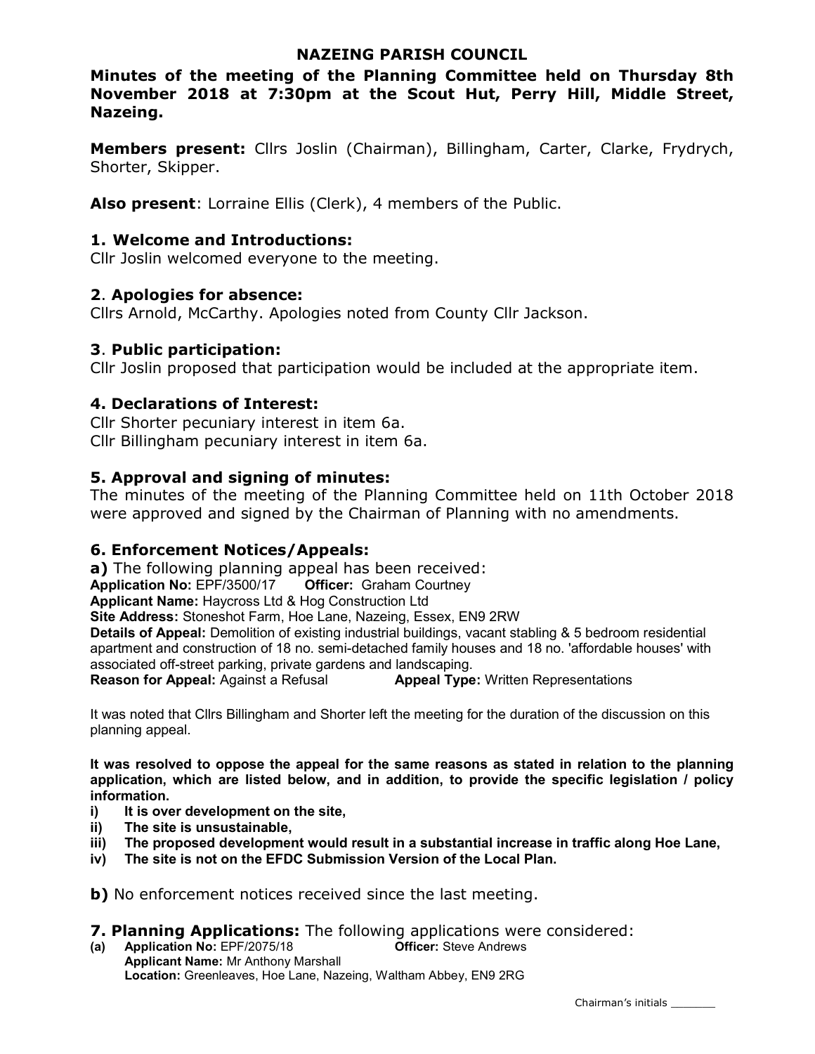# NAZEING PARISH COUNCIL

**Minutes of the meeting of the Planning Committee held on Thursday 8th November 2018 at 7:30pm at the Scout Hut, Perry Hill, Middle Street, Nazeing.**

**Members present:** Cllrs Joslin (Chairman), Billingham, Carter, Clarke, Frydrych, Shorter, Skipper.

**Also present**: Lorraine Ellis (Clerk), 4 members of the Public.

## 1. Welcome and Introductions:

Cllr Joslin welcomed everyone to the meeting.

## 2. Apologies for absence:

Cllrs Arnold, McCarthy. Apologies noted from County Cllr Jackson.

## 3. Public participation:

Cllr Joslin proposed that participation would be included at the appropriate item.

## 4. Declarations of Interest:

Cllr Shorter pecuniary interest in item 6a.
Cllr Billingham pecuniary interest in item 6a.

## 5. Approval and signing of minutes:

The minutes of the meeting of the Planning Committee held on 11th October 2018 were approved and signed by the Chairman of Planning with no amendments.

## 6. Enforcement Notices/Appeals:

**a)** The following planning appeal has been received:
**Application No:** EPF/3500/17 **Officer:** Graham Courtney
**Applicant Name:** Haycross Ltd & Hog Construction Ltd
**Site Address:** Stoneshot Farm, Hoe Lane, Nazeing, Essex, EN9 2RW
**Details of Appeal:** Demolition of existing industrial buildings, vacant stabling & 5 bedroom residential apartment and construction of 18 no. semi-detached family houses and 18 no. 'affordable houses' with associated off-street parking, private gardens and landscaping.
**Reason for Appeal:** Against a Refusal **Appeal Type:** Written Representations

It was noted that Cllrs Billingham and Shorter left the meeting for the duration of the discussion on this planning appeal.

**It was resolved to oppose the appeal for the same reasons as stated in relation to the planning application, which are listed below, and in addition, to provide the specific legislation / policy information.**

- **i) It is over development on the site,**
- **ii) The site is unsustainable,**
- **iii) The proposed development would result in a substantial increase in traffic along Hoe Lane,**
- **iv) The site is not on the EFDC Submission Version of the Local Plan.**

**b)** No enforcement notices received since the last meeting.

## 7. Planning Applications: The following applications were considered:

**(a) Application No:** EPF/2075/18 **Officer:** Steve Andrews
**Applicant Name:** Mr Anthony Marshall
**Location:** Greenleaves, Hoe Lane, Nazeing, Waltham Abbey, EN9 2RG

Chairman's initials _______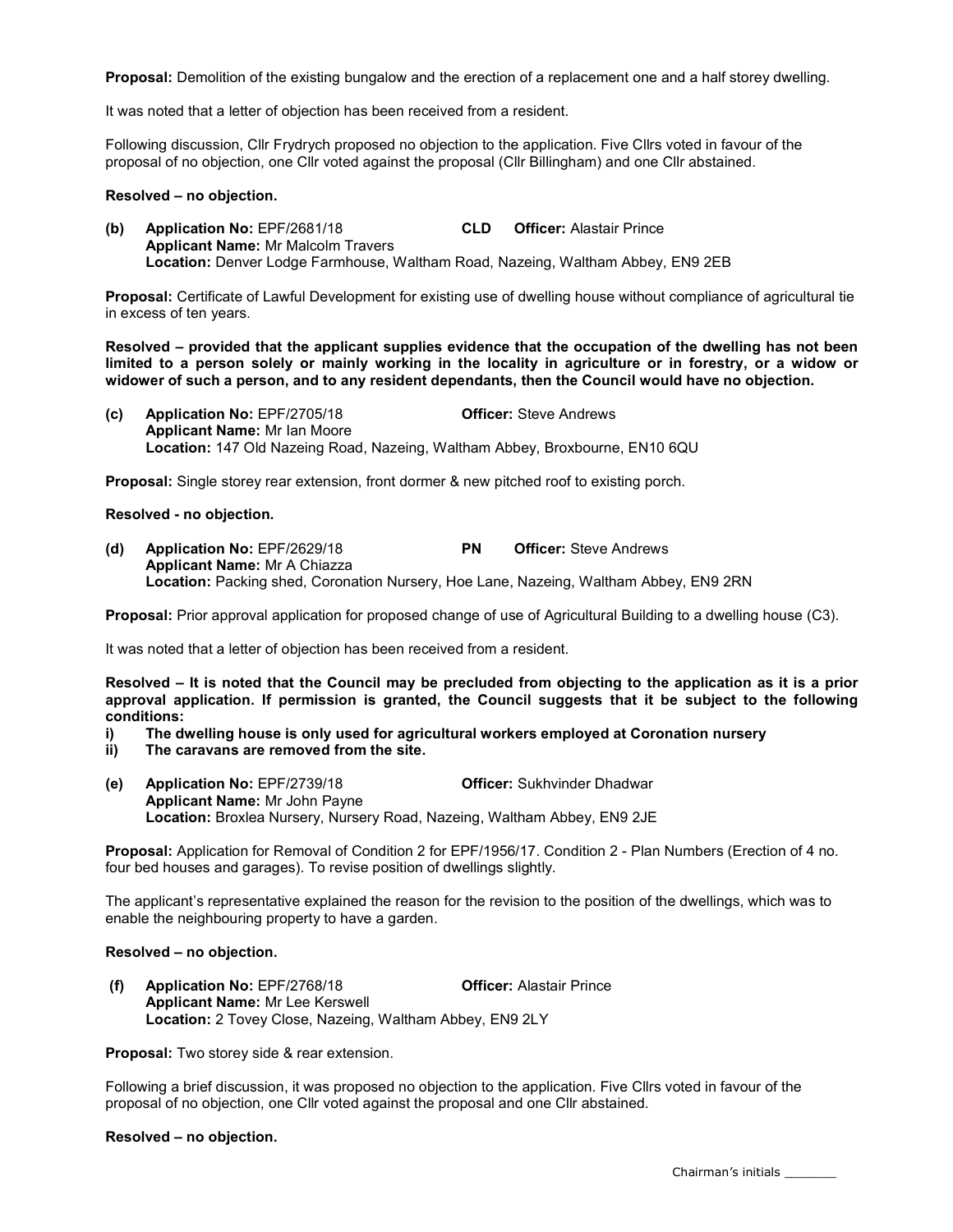**Proposal:** Demolition of the existing bungalow and the erection of a replacement one and a half storey dwelling.

It was noted that a letter of objection has been received from a resident.

Following discussion, Cllr Frydrych proposed no objection to the application. Five Cllrs voted in favour of the proposal of no objection, one Cllr voted against the proposal (Cllr Billingham) and one Cllr abstained.

**Resolved – no objection.**

**(b) Application No:** EPF/2681/18 **CLD** **Officer:** Alastair Prince
**Applicant Name:** Mr Malcolm Travers
**Location:** Denver Lodge Farmhouse, Waltham Road, Nazeing, Waltham Abbey, EN9 2EB

**Proposal:** Certificate of Lawful Development for existing use of dwelling house without compliance of agricultural tie in excess of ten years.

**Resolved – provided that the applicant supplies evidence that the occupation of the dwelling has not been limited to a person solely or mainly working in the locality in agriculture or in forestry, or a widow or widower of such a person, and to any resident dependants, then the Council would have no objection.**

**(c) Application No:** EPF/2705/18 **Officer:** Steve Andrews
**Applicant Name:** Mr Ian Moore
**Location:** 147 Old Nazeing Road, Nazeing, Waltham Abbey, Broxbourne, EN10 6QU

**Proposal:** Single storey rear extension, front dormer & new pitched roof to existing porch.

**Resolved - no objection.**

**(d) Application No:** EPF/2629/18 **PN** **Officer:** Steve Andrews
**Applicant Name:** Mr A Chiazza
**Location:** Packing shed, Coronation Nursery, Hoe Lane, Nazeing, Waltham Abbey, EN9 2RN

**Proposal:** Prior approval application for proposed change of use of Agricultural Building to a dwelling house (C3).

It was noted that a letter of objection has been received from a resident.

**Resolved – It is noted that the Council may be precluded from objecting to the application as it is a prior approval application. If permission is granted, the Council suggests that it be subject to the following conditions:**

**i) The dwelling house is only used for agricultural workers employed at Coronation nursery**
**ii) The caravans are removed from the site.**

**(e) Application No:** EPF/2739/18 **Officer:** Sukhvinder Dhadwar
**Applicant Name:** Mr John Payne
**Location:** Broxlea Nursery, Nursery Road, Nazeing, Waltham Abbey, EN9 2JE

**Proposal:** Application for Removal of Condition 2 for EPF/1956/17. Condition 2 - Plan Numbers (Erection of 4 no. four bed houses and garages). To revise position of dwellings slightly.

The applicant's representative explained the reason for the revision to the position of the dwellings, which was to enable the neighbouring property to have a garden.

**Resolved – no objection.**

**(f) Application No:** EPF/2768/18 **Officer:** Alastair Prince
**Applicant Name:** Mr Lee Kerswell
**Location:** 2 Tovey Close, Nazeing, Waltham Abbey, EN9 2LY

**Proposal:** Two storey side & rear extension.

Following a brief discussion, it was proposed no objection to the application. Five Cllrs voted in favour of the proposal of no objection, one Cllr voted against the proposal and one Cllr abstained.

**Resolved – no objection.**

Chairman's initials _______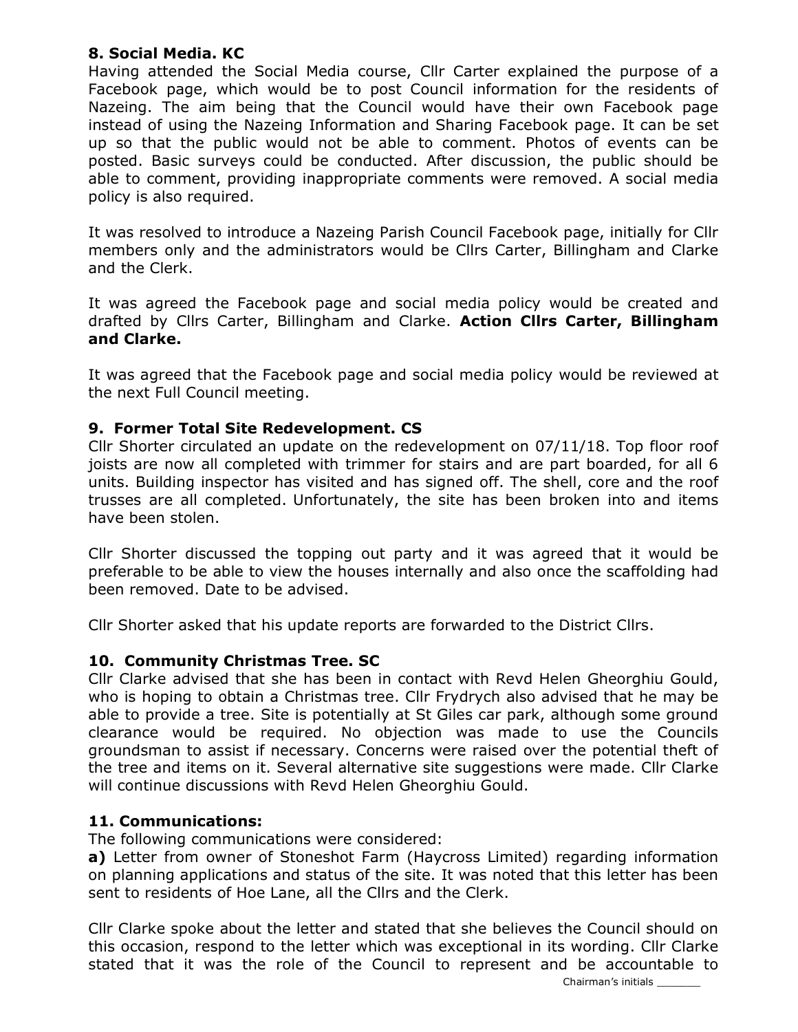**8. Social Media. KC**

Having attended the Social Media course, Cllr Carter explained the purpose of a Facebook page, which would be to post Council information for the residents of Nazeing. The aim being that the Council would have their own Facebook page instead of using the Nazeing Information and Sharing Facebook page. It can be set up so that the public would not be able to comment. Photos of events can be posted. Basic surveys could be conducted. After discussion, the public should be able to comment, providing inappropriate comments were removed. A social media policy is also required.

It was resolved to introduce a Nazeing Parish Council Facebook page, initially for Cllr members only and the administrators would be Cllrs Carter, Billingham and Clarke and the Clerk.

It was agreed the Facebook page and social media policy would be created and drafted by Cllrs Carter, Billingham and Clarke. **Action Cllrs Carter, Billingham and Clarke.**

It was agreed that the Facebook page and social media policy would be reviewed at the next Full Council meeting.

**9. Former Total Site Redevelopment. CS**

Cllr Shorter circulated an update on the redevelopment on 07/11/18. Top floor roof joists are now all completed with trimmer for stairs and are part boarded, for all 6 units. Building inspector has visited and has signed off. The shell, core and the roof trusses are all completed. Unfortunately, the site has been broken into and items have been stolen.

Cllr Shorter discussed the topping out party and it was agreed that it would be preferable to be able to view the houses internally and also once the scaffolding had been removed. Date to be advised.

Cllr Shorter asked that his update reports are forwarded to the District Cllrs.

**10. Community Christmas Tree. SC**

Cllr Clarke advised that she has been in contact with Revd Helen Gheorghiu Gould, who is hoping to obtain a Christmas tree. Cllr Frydrych also advised that he may be able to provide a tree. Site is potentially at St Giles car park, although some ground clearance would be required. No objection was made to use the Councils groundsman to assist if necessary. Concerns were raised over the potential theft of the tree and items on it. Several alternative site suggestions were made. Cllr Clarke will continue discussions with Revd Helen Gheorghiu Gould.

**11. Communications:**

The following communications were considered:

**a)** Letter from owner of Stoneshot Farm (Haycross Limited) regarding information on planning applications and status of the site. It was noted that this letter has been sent to residents of Hoe Lane, all the Cllrs and the Clerk.

Cllr Clarke spoke about the letter and stated that she believes the Council should on this occasion, respond to the letter which was exceptional in its wording. Cllr Clarke stated that it was the role of the Council to represent and be accountable to

Chairman's initials _______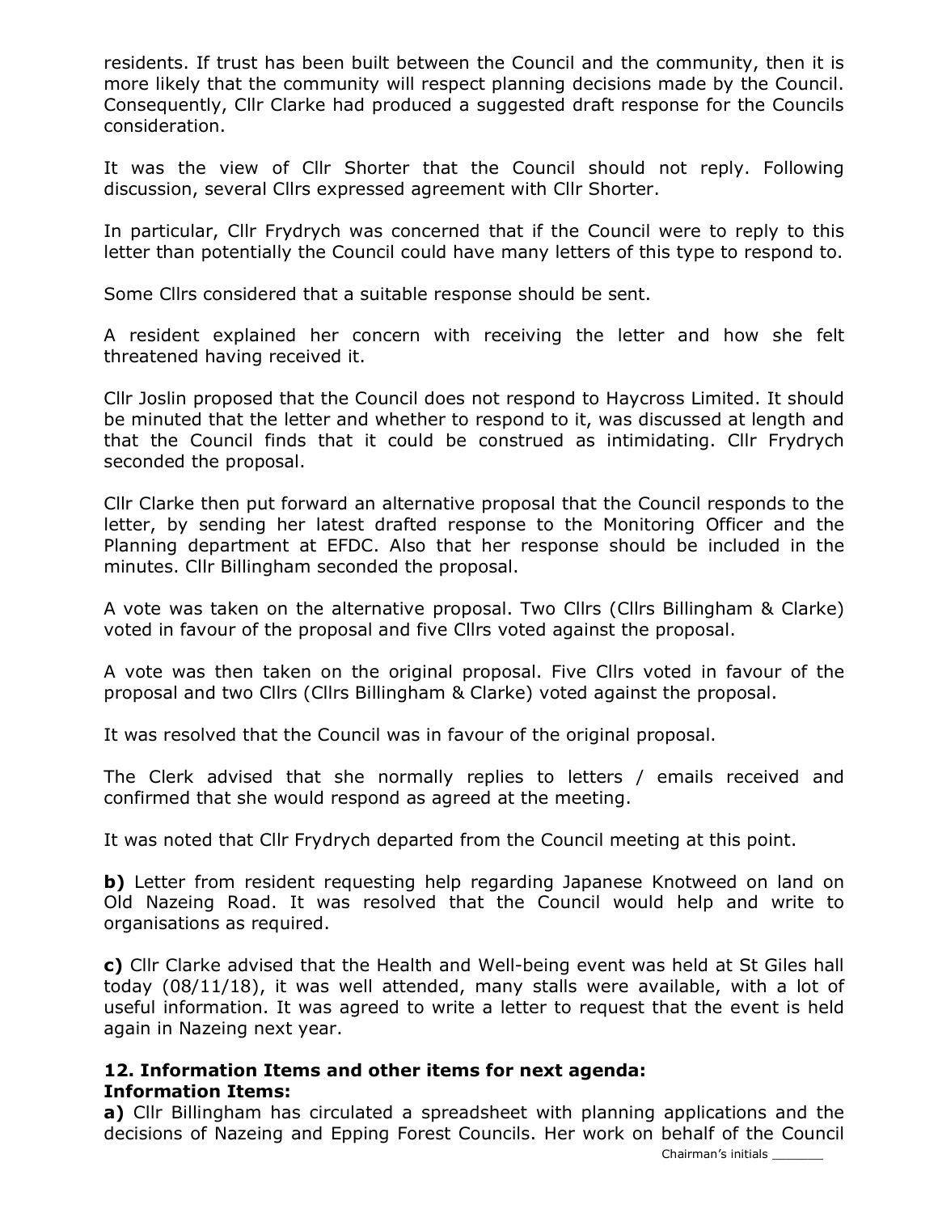residents. If trust has been built between the Council and the community, then it is more likely that the community will respect planning decisions made by the Council. Consequently, Cllr Clarke had produced a suggested draft response for the Councils consideration.

It was the view of Cllr Shorter that the Council should not reply. Following discussion, several Cllrs expressed agreement with Cllr Shorter.

In particular, Cllr Frydrych was concerned that if the Council were to reply to this letter than potentially the Council could have many letters of this type to respond to.

Some Cllrs considered that a suitable response should be sent.

A resident explained her concern with receiving the letter and how she felt threatened having received it.

Cllr Joslin proposed that the Council does not respond to Haycross Limited. It should be minuted that the letter and whether to respond to it, was discussed at length and that the Council finds that it could be construed as intimidating. Cllr Frydrych seconded the proposal.

Cllr Clarke then put forward an alternative proposal that the Council responds to the letter, by sending her latest drafted response to the Monitoring Officer and the Planning department at EFDC. Also that her response should be included in the minutes. Cllr Billingham seconded the proposal.

A vote was taken on the alternative proposal. Two Cllrs (Cllrs Billingham & Clarke) voted in favour of the proposal and five Cllrs voted against the proposal.

A vote was then taken on the original proposal. Five Cllrs voted in favour of the proposal and two Cllrs (Cllrs Billingham & Clarke) voted against the proposal.

It was resolved that the Council was in favour of the original proposal.

The Clerk advised that she normally replies to letters / emails received and confirmed that she would respond as agreed at the meeting.

It was noted that Cllr Frydrych departed from the Council meeting at this point.

**b)** Letter from resident requesting help regarding Japanese Knotweed on land on Old Nazeing Road. It was resolved that the Council would help and write to organisations as required.

**c)** Cllr Clarke advised that the Health and Well-being event was held at St Giles hall today (08/11/18), it was well attended, many stalls were available, with a lot of useful information. It was agreed to write a letter to request that the event is held again in Nazeing next year.

### 12. Information Items and other items for next agenda:

**Information Items:**

**a)** Cllr Billingham has circulated a spreadsheet with planning applications and the decisions of Nazeing and Epping Forest Councils. Her work on behalf of the Council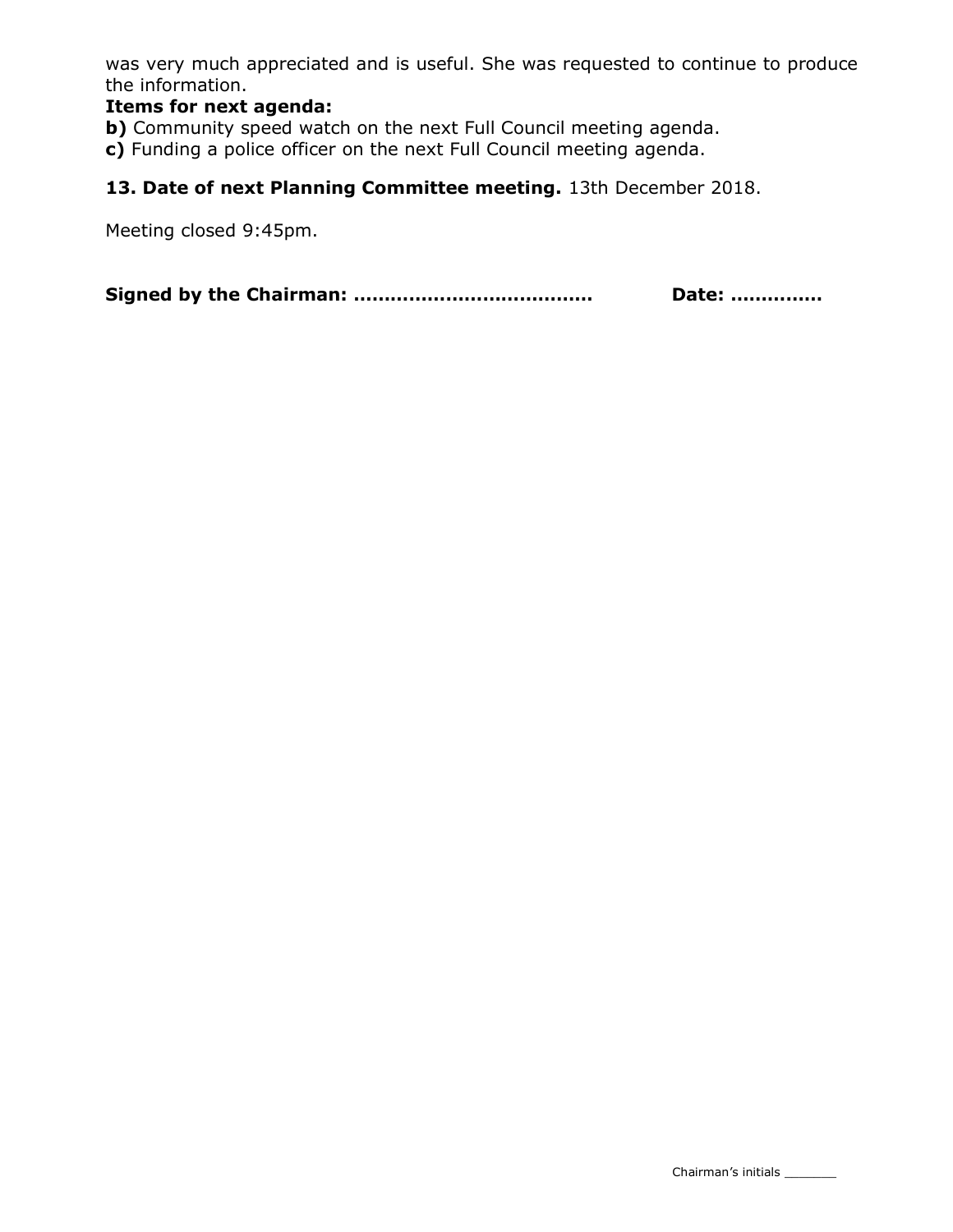was very much appreciated and is useful. She was requested to continue to produce the information.

**Items for next agenda:**

**b)** Community speed watch on the next Full Council meeting agenda.
**c)** Funding a police officer on the next Full Council meeting agenda.

**13. Date of next Planning Committee meeting.** 13th December 2018.

Meeting closed 9:45pm.

**Signed by the Chairman: ………………………………… Date: ……………**

Chairman's initials _______